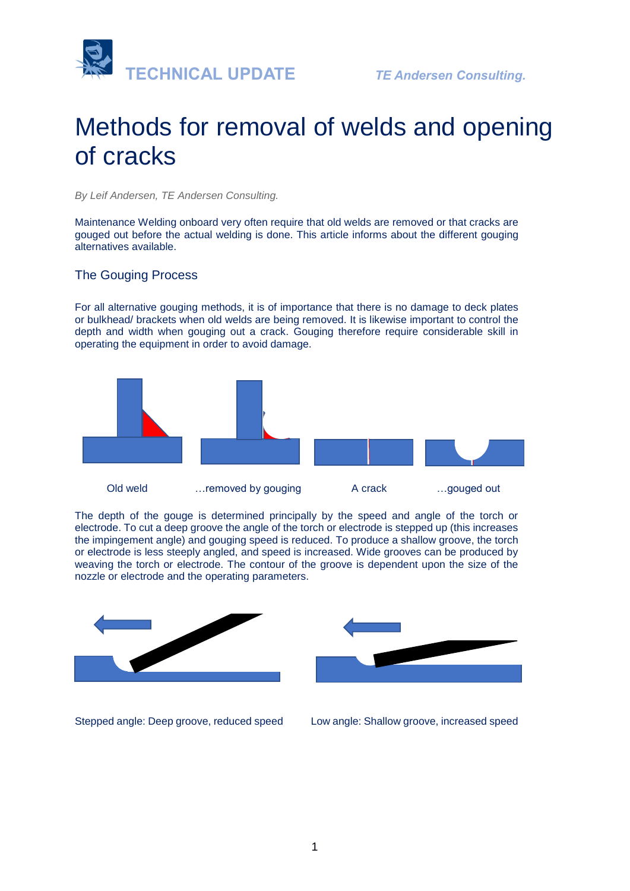# Methods for removal of welds and opening of cracks

*By Leif Andersen, TE Andersen Consulting.*

Maintenance Welding onboard very often require that old welds are removed or that cracks are gouged out before the actual welding is done. This article informs about the different gouging alternatives available.

## The Gouging Process

For all alternative gouging methods, it is of importance that there is no damage to deck plates or bulkhead/ brackets when old welds are being removed. It is likewise important to control the depth and width when gouging out a crack. Gouging therefore require considerable skill in operating the equipment in order to avoid damage.

Old weld ...removed by gouging A crack ...gouged out

The depth of the gouge is determined principally by the speed and angle of the torch or electrode. To cut a deep groove the angle of the torch or electrode is stepped up (this increases the impingement angle) and gouging speed is reduced. To produce a shallow groove, the torch or electrode is less steeply angled, and speed is increased. Wide grooves can be produced by weaving the torch or electrode. The contour of the groove is dependent upon the size of the nozzle or electrode and the operating parameters.

Stepped angle: Deep groove, reduced speed

Low angle: Shallow groove, increased speed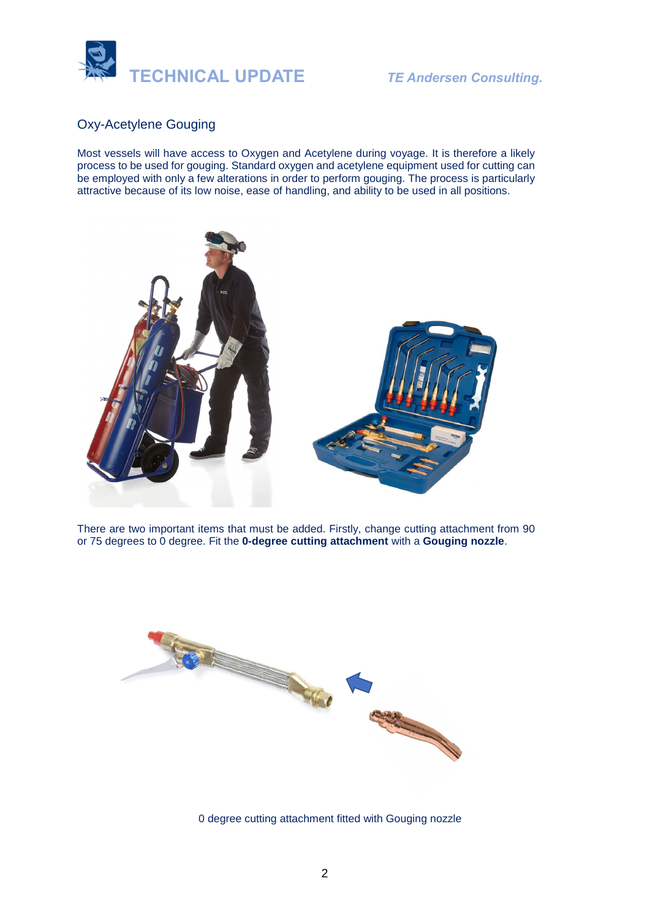## Oxy-Acetylene Gouging

Most vessels will have access to Oxygen and Acetylene during voyage. It is therefore a likely process to be used for gouging. Standard oxygen and acetylene equipment used for cutting can be employed with only a few alterations in order to perform gouging. The process is particularly attractive because of its low noise, ease of handling, and ability to be used in all positions.

There are two important items that must be added. Firstly, change cutting attachment from 90 or 75 degrees to 0 degree. Fit the **0-degree cutting attachment** with a **Gouging nozzle**.

0 degree cutting attachment fitted with Gouging nozzle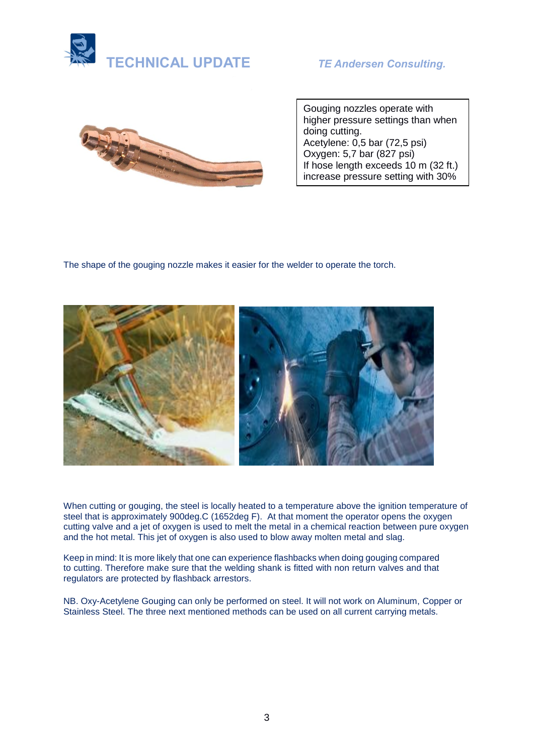Gouging nozzles operate with higher pressure settings than when doing cutting.
Acetylene: 0,5 bar (72,5 psi)
Oxygen: 5,7 bar (827 psi)
If hose length exceeds 10 m (32 ft.) increase pressure setting with 30%

The shape of the gouging nozzle makes it easier for the welder to operate the torch.

When cutting or gouging, the steel is locally heated to a temperature above the ignition temperature of steel that is approximately 900deg.C (1652deg F). At that moment the operator opens the oxygen cutting valve and a jet of oxygen is used to melt the metal in a chemical reaction between pure oxygen and the hot metal. This jet of oxygen is also used to blow away molten metal and slag.

Keep in mind: It is more likely that one can experience flashbacks when doing gouging compared to cutting. Therefore make sure that the welding shank is fitted with non return valves and that regulators are protected by flashback arrestors.

NB. Oxy-Acetylene Gouging can only be performed on steel. It will not work on Aluminum, Copper or Stainless Steel. The three next mentioned methods can be used on all current carrying metals.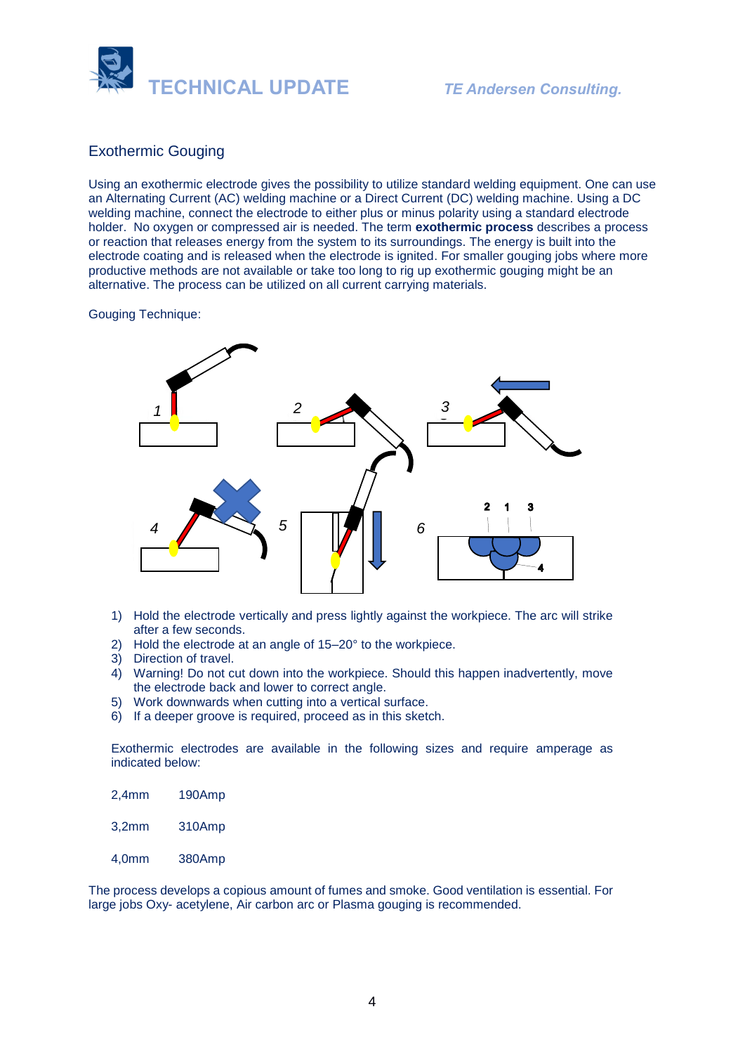## Exothermic Gouging

Using an exothermic electrode gives the possibility to utilize standard welding equipment. One can use an Alternating Current (AC) welding machine or a Direct Current (DC) welding machine. Using a DC welding machine, connect the electrode to either plus or minus polarity using a standard electrode holder. No oxygen or compressed air is needed. The term **exothermic process** describes a process or reaction that releases energy from the system to its surroundings. The energy is built into the electrode coating and is released when the electrode is ignited. For smaller gouging jobs where more productive methods are not available or take too long to rig up exothermic gouging might be an alternative. The process can be utilized on all current carrying materials.

Gouging Technique:

1) Hold the electrode vertically and press lightly against the workpiece. The arc will strike after a few seconds.
2) Hold the electrode at an angle of 15–20° to the workpiece.
3) Direction of travel.
4) Warning! Do not cut down into the workpiece. Should this happen inadvertently, move the electrode back and lower to correct angle.
5) Work downwards when cutting into a vertical surface.
6) If a deeper groove is required, proceed as in this sketch.

Exothermic electrodes are available in the following sizes and require amperage as indicated below:

| | |
|---|---|
| 2,4mm | 190Amp |
| 3,2mm | 310Amp |
| 4,0mm | 380Amp |

The process develops a copious amount of fumes and smoke. Good ventilation is essential. For large jobs Oxy- acetylene, Air carbon arc or Plasma gouging is recommended.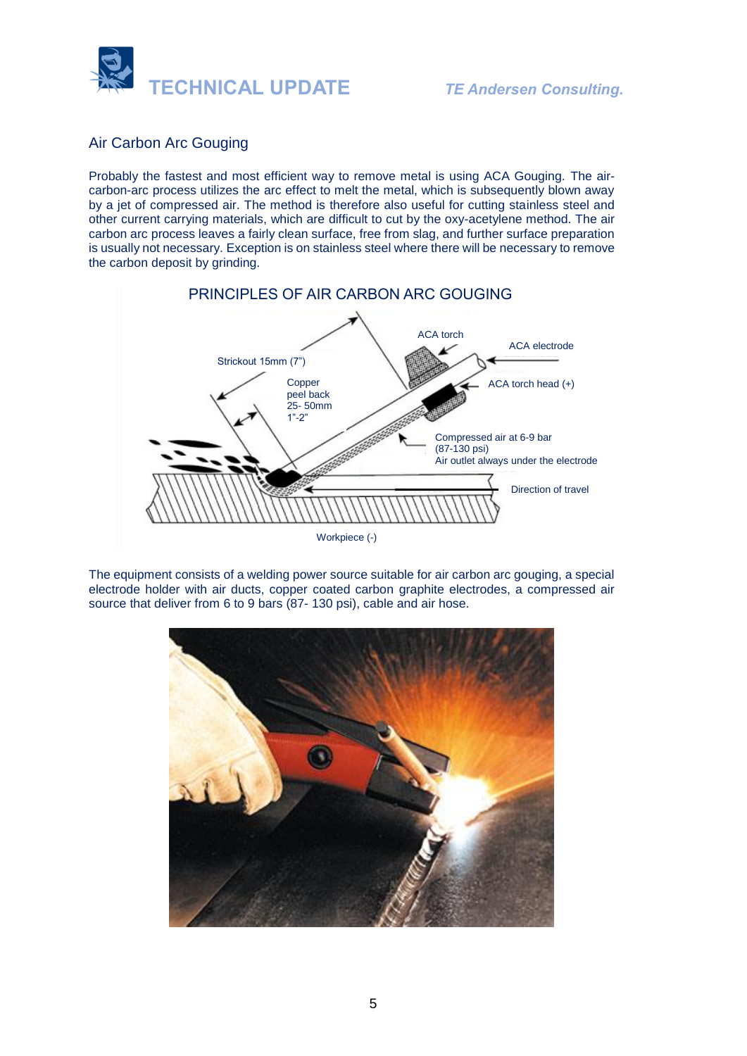## Air Carbon Arc Gouging

Probably the fastest and most efficient way to remove metal is using ACA Gouging. The air-carbon-arc process utilizes the arc effect to melt the metal, which is subsequently blown away by a jet of compressed air. The method is therefore also useful for cutting stainless steel and other current carrying materials, which are difficult to cut by the oxy-acetylene method. The air carbon arc process leaves a fairly clean surface, free from slag, and further surface preparation is usually not necessary. Exception is on stainless steel where there will be necessary to remove the carbon deposit by grinding.

### PRINCIPLES OF AIR CARBON ARC GOUGING

Strickout 15mm (7")

Copper peel back 25- 50mm 1"-2"

ACA torch

ACA electrode

ACA torch head (+)

Compressed air at 6-9 bar (87-130 psi)
Air outlet always under the electrode

Direction of travel

Workpiece (-)

The equipment consists of a welding power source suitable for air carbon arc gouging, a special electrode holder with air ducts, copper coated carbon graphite electrodes, a compressed air source that deliver from 6 to 9 bars (87- 130 psi), cable and air hose.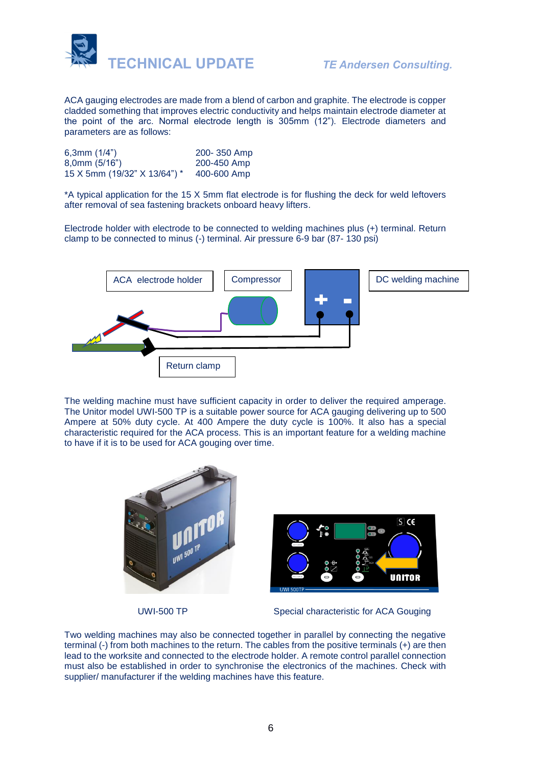ACA gauging electrodes are made from a blend of carbon and graphite. The electrode is copper cladded something that improves electric conductivity and helps maintain electrode diameter at the point of the arc. Normal electrode length is 305mm (12"). Electrode diameters and parameters are as follows:

| | |
|---|---|
| 6,3mm (1/4") | 200- 350 Amp |
| 8,0mm (5/16") | 200-450 Amp |
| 15 X 5mm (19/32" X 13/64") * | 400-600 Amp |

*A typical application for the 15 X 5mm flat electrode is for flushing the deck for weld leftovers after removal of sea fastening brackets onboard heavy lifters.

Electrode holder with electrode to be connected to welding machines plus (+) terminal. Return clamp to be connected to minus (-) terminal. Air pressure 6-9 bar (87- 130 psi)

ACA electrode holder

Compressor

DC welding machine

Return clamp

The welding machine must have sufficient capacity in order to deliver the required amperage. The Unitor model UWI-500 TP is a suitable power source for ACA gauging delivering up to 500 Ampere at 50% duty cycle. At 400 Ampere the duty cycle is 100%. It also has a special characteristic required for the ACA process. This is an important feature for a welding machine to have if it is to be used for ACA gouging over time.

UWI-500 TP

Special characteristic for ACA Gouging

Two welding machines may also be connected together in parallel by connecting the negative terminal (-) from both machines to the return. The cables from the positive terminals (+) are then lead to the worksite and connected to the electrode holder. A remote control parallel connection must also be established in order to synchronise the electronics of the machines. Check with supplier/ manufacturer if the welding machines have this feature.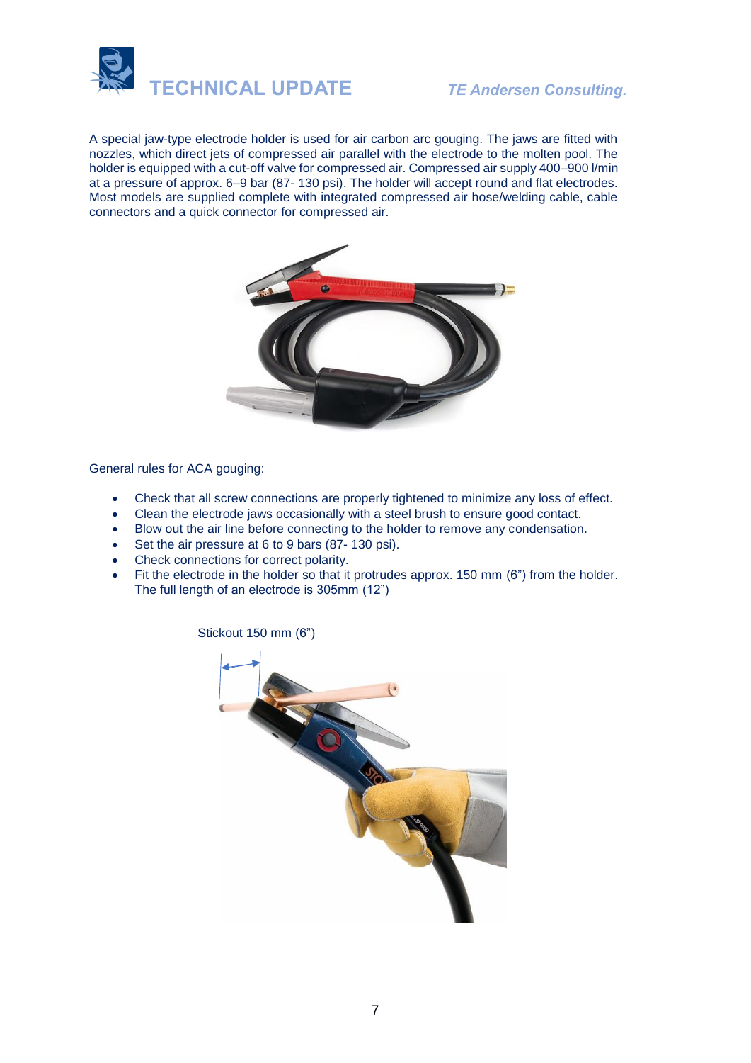A special jaw-type electrode holder is used for air carbon arc gouging. The jaws are fitted with nozzles, which direct jets of compressed air parallel with the electrode to the molten pool. The holder is equipped with a cut-off valve for compressed air. Compressed air supply 400–900 l/min at a pressure of approx. 6–9 bar (87- 130 psi). The holder will accept round and flat electrodes. Most models are supplied complete with integrated compressed air hose/welding cable, cable connectors and a quick connector for compressed air.

General rules for ACA gouging:

- Check that all screw connections are properly tightened to minimize any loss of effect.
- Clean the electrode jaws occasionally with a steel brush to ensure good contact.
- Blow out the air line before connecting to the holder to remove any condensation.
- Set the air pressure at 6 to 9 bars (87- 130 psi).
- Check connections for correct polarity.
- Fit the electrode in the holder so that it protrudes approx. 150 mm (6") from the holder. The full length of an electrode is 305mm (12")

Stickout 150 mm (6")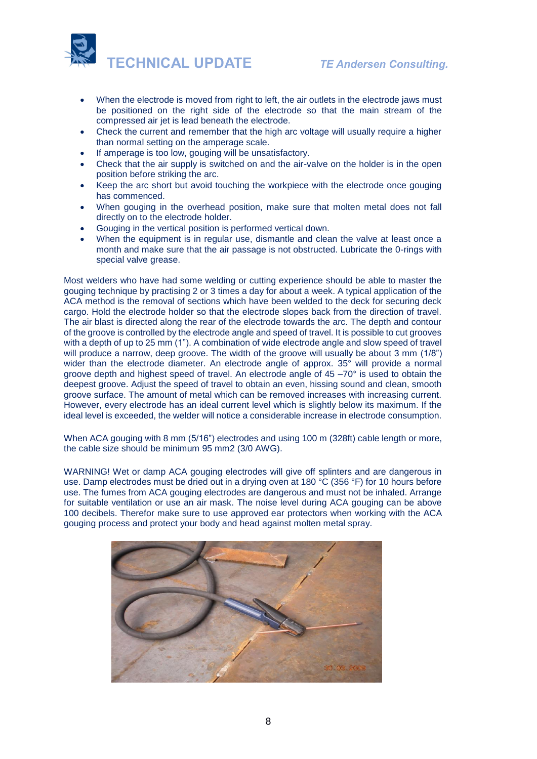- When the electrode is moved from right to left, the air outlets in the electrode jaws must be positioned on the right side of the electrode so that the main stream of the compressed air jet is lead beneath the electrode.
- Check the current and remember that the high arc voltage will usually require a higher than normal setting on the amperage scale.
- If amperage is too low, gouging will be unsatisfactory.
- Check that the air supply is switched on and the air-valve on the holder is in the open position before striking the arc.
- Keep the arc short but avoid touching the workpiece with the electrode once gouging has commenced.
- When gouging in the overhead position, make sure that molten metal does not fall directly on to the electrode holder.
- Gouging in the vertical position is performed vertical down.
- When the equipment is in regular use, dismantle and clean the valve at least once a month and make sure that the air passage is not obstructed. Lubricate the 0-rings with special valve grease.

Most welders who have had some welding or cutting experience should be able to master the gouging technique by practising 2 or 3 times a day for about a week. A typical application of the ACA method is the removal of sections which have been welded to the deck for securing deck cargo. Hold the electrode holder so that the electrode slopes back from the direction of travel. The air blast is directed along the rear of the electrode towards the arc. The depth and contour of the groove is controlled by the electrode angle and speed of travel. It is possible to cut grooves with a depth of up to 25 mm (1"). A combination of wide electrode angle and slow speed of travel will produce a narrow, deep groove. The width of the groove will usually be about 3 mm (1/8") wider than the electrode diameter. An electrode angle of approx. 35° will provide a normal groove depth and highest speed of travel. An electrode angle of 45 –70° is used to obtain the deepest groove. Adjust the speed of travel to obtain an even, hissing sound and clean, smooth groove surface. The amount of metal which can be removed increases with increasing current. However, every electrode has an ideal current level which is slightly below its maximum. If the ideal level is exceeded, the welder will notice a considerable increase in electrode consumption.

When ACA gouging with 8 mm (5/16") electrodes and using 100 m (328ft) cable length or more, the cable size should be minimum 95 mm2 (3/0 AWG).

WARNING! Wet or damp ACA gouging electrodes will give off splinters and are dangerous in use. Damp electrodes must be dried out in a drying oven at 180 °C (356 °F) for 10 hours before use. The fumes from ACA gouging electrodes are dangerous and must not be inhaled. Arrange for suitable ventilation or use an air mask. The noise level during ACA gouging can be above 100 decibels. Therefor make sure to use approved ear protectors when working with the ACA gouging process and protect your body and head against molten metal spray.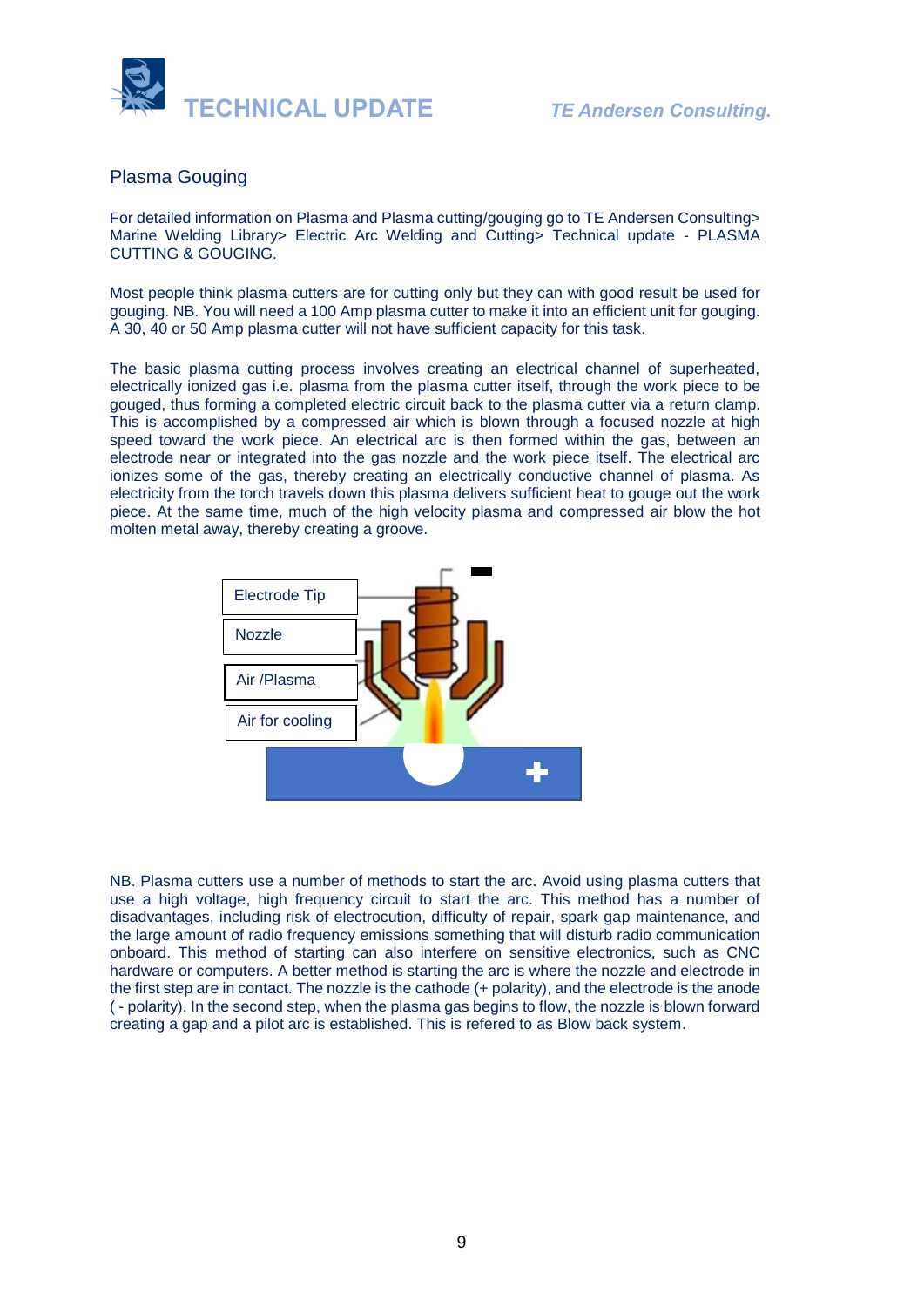## Plasma Gouging

For detailed information on Plasma and Plasma cutting/gouging go to TE Andersen Consulting> Marine Welding Library> Electric Arc Welding and Cutting> Technical update - PLASMA CUTTING & GOUGING.

Most people think plasma cutters are for cutting only but they can with good result be used for gouging. NB. You will need a 100 Amp plasma cutter to make it into an efficient unit for gouging. A 30, 40 or 50 Amp plasma cutter will not have sufficient capacity for this task.

The basic plasma cutting process involves creating an electrical channel of superheated, electrically ionized gas i.e. plasma from the plasma cutter itself, through the work piece to be gouged, thus forming a completed electric circuit back to the plasma cutter via a return clamp. This is accomplished by a compressed air which is blown through a focused nozzle at high speed toward the work piece. An electrical arc is then formed within the gas, between an electrode near or integrated into the gas nozzle and the work piece itself. The electrical arc ionizes some of the gas, thereby creating an electrically conductive channel of plasma. As electricity from the torch travels down this plasma delivers sufficient heat to gouge out the work piece. At the same time, much of the high velocity plasma and compressed air blow the hot molten metal away, thereby creating a groove.

Electrode Tip

Nozzle

Air /Plasma

Air for cooling

NB. Plasma cutters use a number of methods to start the arc. Avoid using plasma cutters that use a high voltage, high frequency circuit to start the arc. This method has a number of disadvantages, including risk of electrocution, difficulty of repair, spark gap maintenance, and the large amount of radio frequency emissions something that will disturb radio communication onboard. This method of starting can also interfere on sensitive electronics, such as CNC hardware or computers. A better method is starting the arc is where the nozzle and electrode in the first step are in contact. The nozzle is the cathode (+ polarity), and the electrode is the anode ( - polarity). In the second step, when the plasma gas begins to flow, the nozzle is blown forward creating a gap and a pilot arc is established. This is refered to as Blow back system.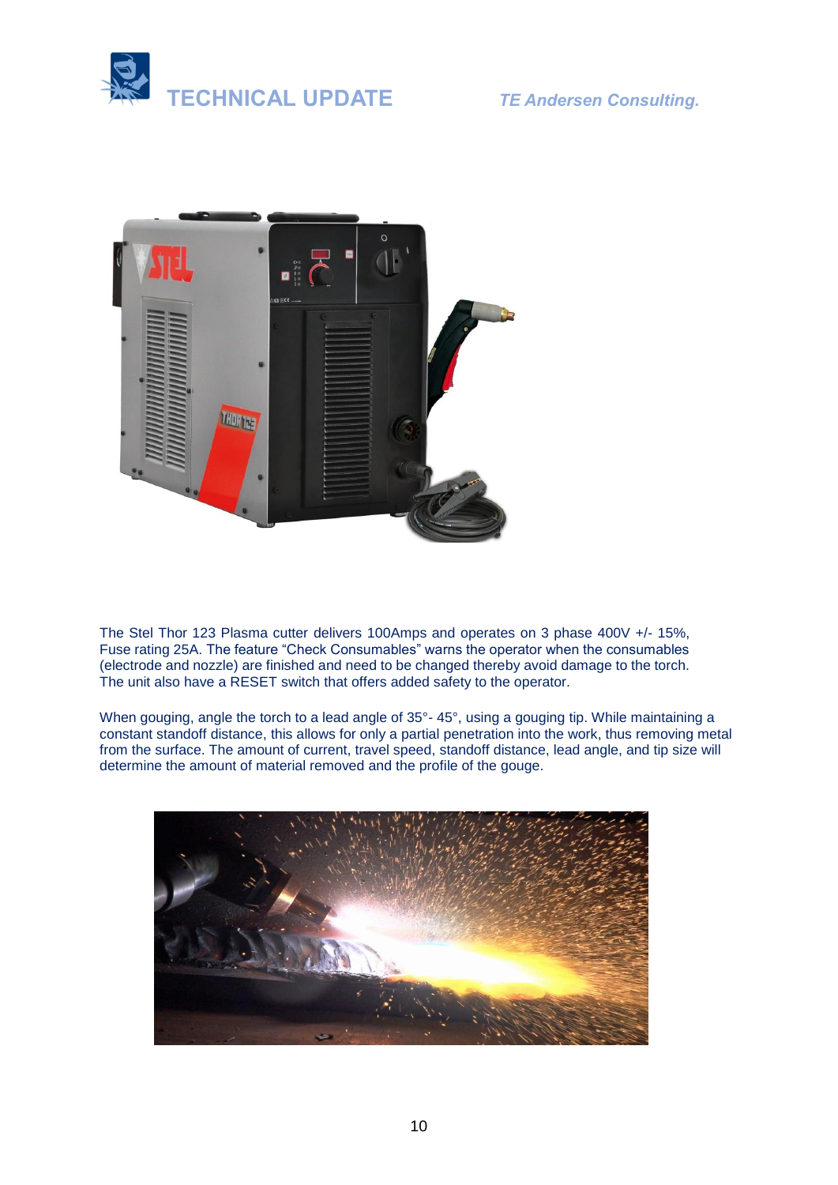The Stel Thor 123 Plasma cutter delivers 100Amps and operates on 3 phase 400V +/- 15%, Fuse rating 25A. The feature “Check Consumables” warns the operator when the consumables (electrode and nozzle) are finished and need to be changed thereby avoid damage to the torch. The unit also have a RESET switch that offers added safety to the operator.

When gouging, angle the torch to a lead angle of 35°- 45°, using a gouging tip. While maintaining a constant standoff distance, this allows for only a partial penetration into the work, thus removing metal from the surface. The amount of current, travel speed, standoff distance, lead angle, and tip size will determine the amount of material removed and the profile of the gouge.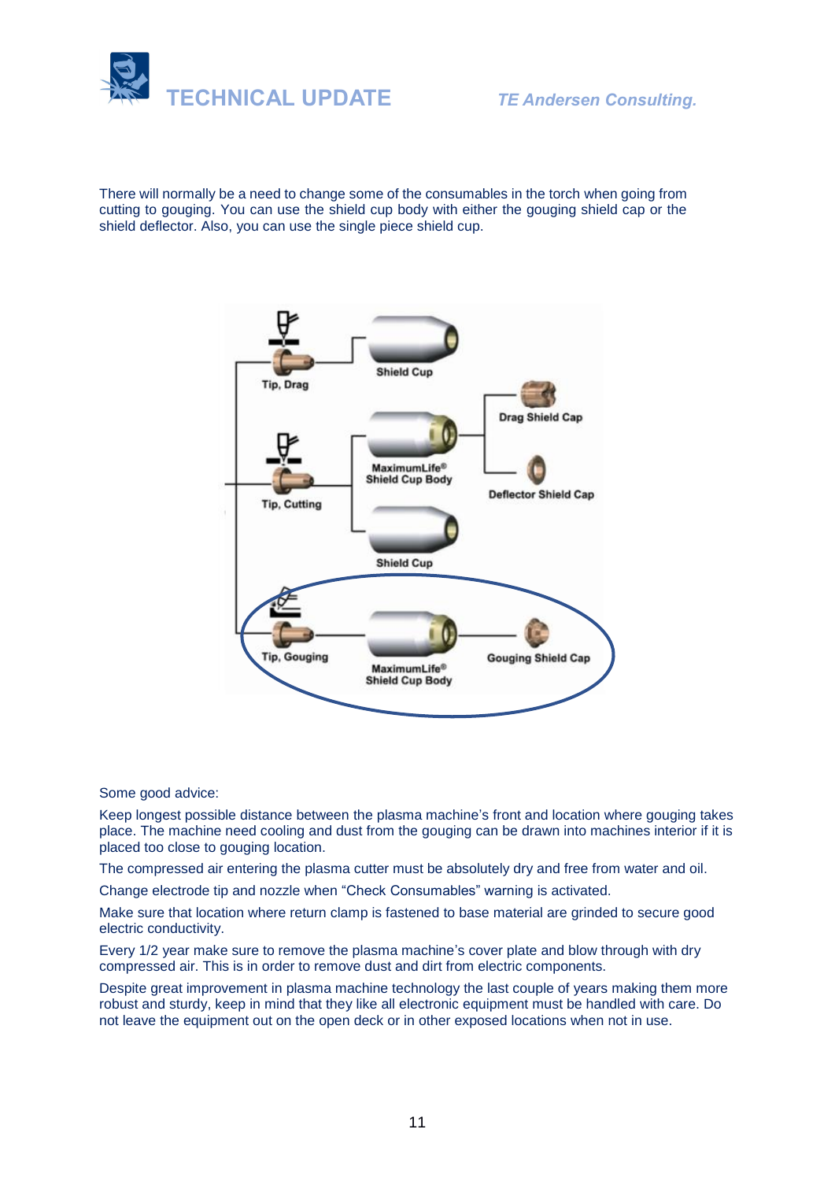There will normally be a need to change some of the consumables in the torch when going from cutting to gouging. You can use the shield cup body with either the gouging shield cap or the shield deflector. Also, you can use the single piece shield cup.

Some good advice:

Keep longest possible distance between the plasma machine's front and location where gouging takes place. The machine need cooling and dust from the gouging can be drawn into machines interior if it is placed too close to gouging location.

The compressed air entering the plasma cutter must be absolutely dry and free from water and oil.

Change electrode tip and nozzle when "Check Consumables" warning is activated.

Make sure that location where return clamp is fastened to base material are grinded to secure good electric conductivity.

Every 1/2 year make sure to remove the plasma machine's cover plate and blow through with dry compressed air. This is in order to remove dust and dirt from electric components.

Despite great improvement in plasma machine technology the last couple of years making them more robust and sturdy, keep in mind that they like all electronic equipment must be handled with care. Do not leave the equipment out on the open deck or in other exposed locations when not in use.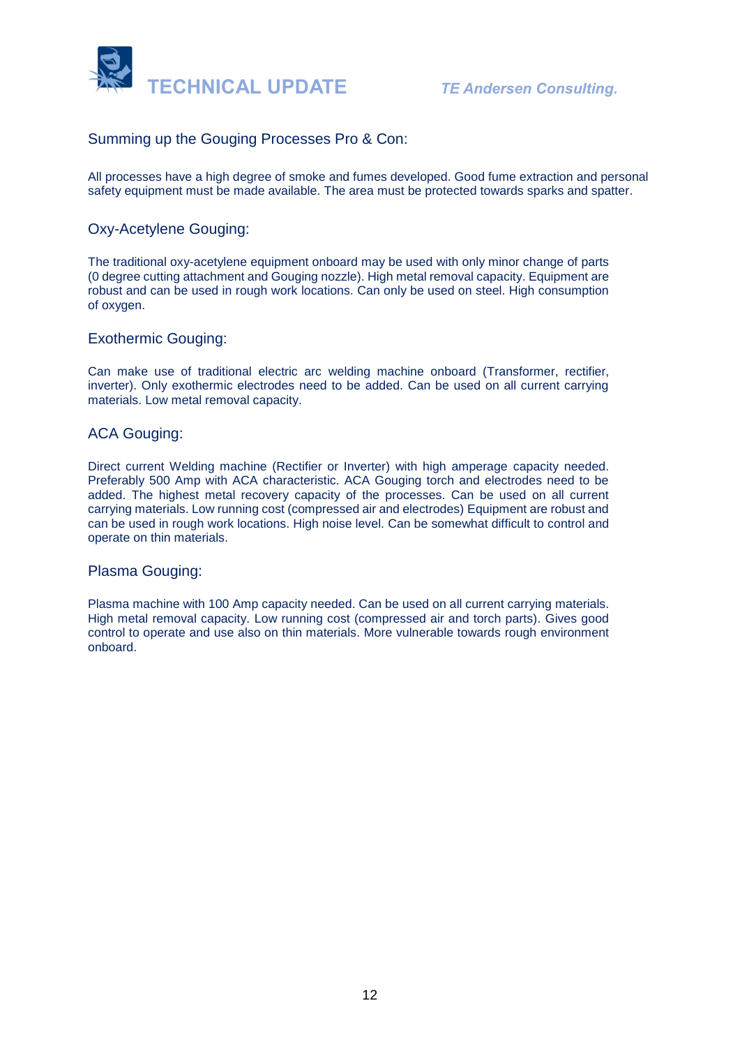## Summing up the Gouging Processes Pro & Con:

All processes have a high degree of smoke and fumes developed. Good fume extraction and personal safety equipment must be made available. The area must be protected towards sparks and spatter.

### Oxy-Acetylene Gouging:

The traditional oxy-acetylene equipment onboard may be used with only minor change of parts (0 degree cutting attachment and Gouging nozzle). High metal removal capacity. Equipment are robust and can be used in rough work locations. Can only be used on steel. High consumption of oxygen.

### Exothermic Gouging:

Can make use of traditional electric arc welding machine onboard (Transformer, rectifier, inverter). Only exothermic electrodes need to be added. Can be used on all current carrying materials. Low metal removal capacity.

### ACA Gouging:

Direct current Welding machine (Rectifier or Inverter) with high amperage capacity needed. Preferably 500 Amp with ACA characteristic. ACA Gouging torch and electrodes need to be added. The highest metal recovery capacity of the processes. Can be used on all current carrying materials. Low running cost (compressed air and electrodes) Equipment are robust and can be used in rough work locations. High noise level. Can be somewhat difficult to control and operate on thin materials.

### Plasma Gouging:

Plasma machine with 100 Amp capacity needed. Can be used on all current carrying materials. High metal removal capacity. Low running cost (compressed air and torch parts). Gives good control to operate and use also on thin materials. More vulnerable towards rough environment onboard.